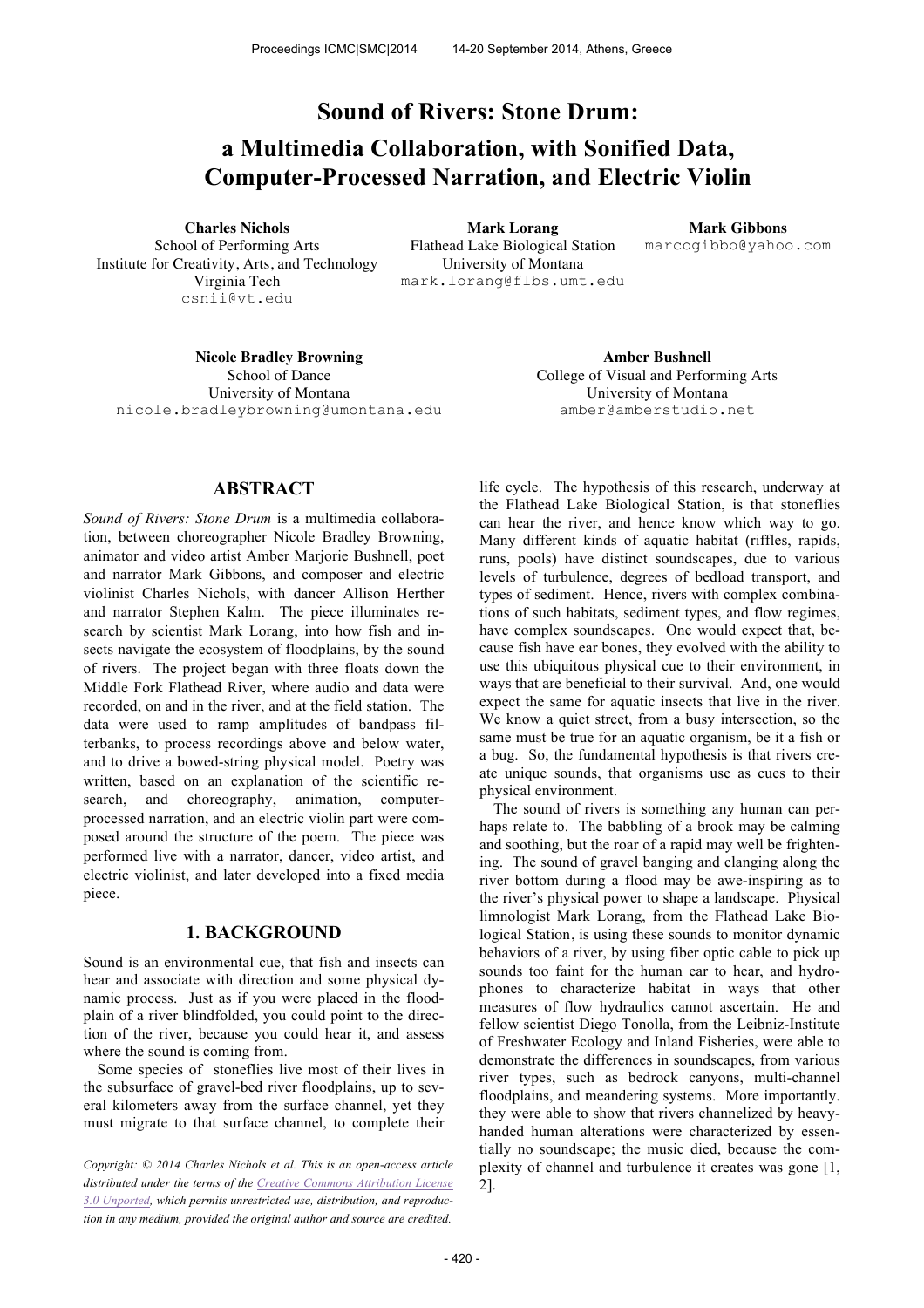# Sound of Rivers: Stone Drum: a Multimedia Collaboration, with Sonified Data, Computer-Processed Narration, and Electric Violin

**Charles Nichols**
School of Performing Arts
Institute for Creativity, Arts, and Technology
Virginia Tech
csnii@vt.edu

**Mark Lorang**
Flathead Lake Biological Station
University of Montana
mark.lorang@flbs.umt.edu

**Mark Gibbons**
marcogibbo@yahoo.com

**Nicole Bradley Browning**
School of Dance
University of Montana
nicole.bradleybrowning@umontana.edu

**Amber Bushnell**
College of Visual and Performing Arts
University of Montana
amber@amberstudio.net

## ABSTRACT

*Sound of Rivers: Stone Drum* is a multimedia collaboration, between choreographer Nicole Bradley Browning, animator and video artist Amber Marjorie Bushnell, poet and narrator Mark Gibbons, and composer and electric violinist Charles Nichols, with dancer Allison Herther and narrator Stephen Kalm. The piece illuminates research by scientist Mark Lorang, into how fish and insects navigate the ecosystem of floodplains, by the sound of rivers. The project began with three floats down the Middle Fork Flathead River, where audio and data were recorded, on and in the river, and at the field station. The data were used to ramp amplitudes of bandpass filterbanks, to process recordings above and below water, and to drive a bowed-string physical model. Poetry was written, based on an explanation of the scientific research, and choreography, animation, computer-processed narration, and an electric violin part were composed around the structure of the poem. The piece was performed live with a narrator, dancer, video artist, and electric violinist, and later developed into a fixed media piece.

## 1. BACKGROUND

Sound is an environmental cue, that fish and insects can hear and associate with direction and some physical dynamic process. Just as if you were placed in the floodplain of a river blindfolded, you could point to the direction of the river, because you could hear it, and assess where the sound is coming from.

Some species of stoneflies live most of their lives in the subsurface of gravel-bed river floodplains, up to several kilometers away from the surface channel, yet they must migrate to that surface channel, to complete their life cycle. The hypothesis of this research, underway at the Flathead Lake Biological Station, is that stoneflies can hear the river, and hence know which way to go. Many different kinds of aquatic habitat (riffles, rapids, runs, pools) have distinct soundscapes, due to various levels of turbulence, degrees of bedload transport, and types of sediment. Hence, rivers with complex combinations of such habitats, sediment types, and flow regimes, have complex soundscapes. One would expect that, because fish have ear bones, they evolved with the ability to use this ubiquitous physical cue to their environment, in ways that are beneficial to their survival. And, one would expect the same for aquatic insects that live in the river. We know a quiet street, from a busy intersection, so the same must be true for an aquatic organism, be it a fish or a bug. So, the fundamental hypothesis is that rivers create unique sounds, that organisms use as cues to their physical environment.

The sound of rivers is something any human can perhaps relate to. The babbling of a brook may be calming and soothing, but the roar of a rapid may well be frightening. The sound of gravel banging and clanging along the river bottom during a flood may be awe-inspiring as to the river's physical power to shape a landscape. Physical limnologist Mark Lorang, from the Flathead Lake Biological Station, is using these sounds to monitor dynamic behaviors of a river, by using fiber optic cable to pick up sounds too faint for the human ear to hear, and hydrophones to characterize habitat in ways that other measures of flow hydraulics cannot ascertain. He and fellow scientist Diego Tonolla, from the Leibniz-Institute of Freshwater Ecology and Inland Fisheries, were able to demonstrate the differences in soundscapes, from various river types, such as bedrock canyons, multi-channel floodplains, and meandering systems. More importantly. they were able to show that rivers channelized by heavy-handed human alterations were characterized by essentially no soundscape; the music died, because the complexity of channel and turbulence it creates was gone [1, 2].

*Copyright: © 2014 Charles Nichols et al. This is an open-access article distributed under the terms of the Creative Commons Attribution License 3.0 Unported, which permits unrestricted use, distribution, and reproduction in any medium, provided the original author and source are credited.*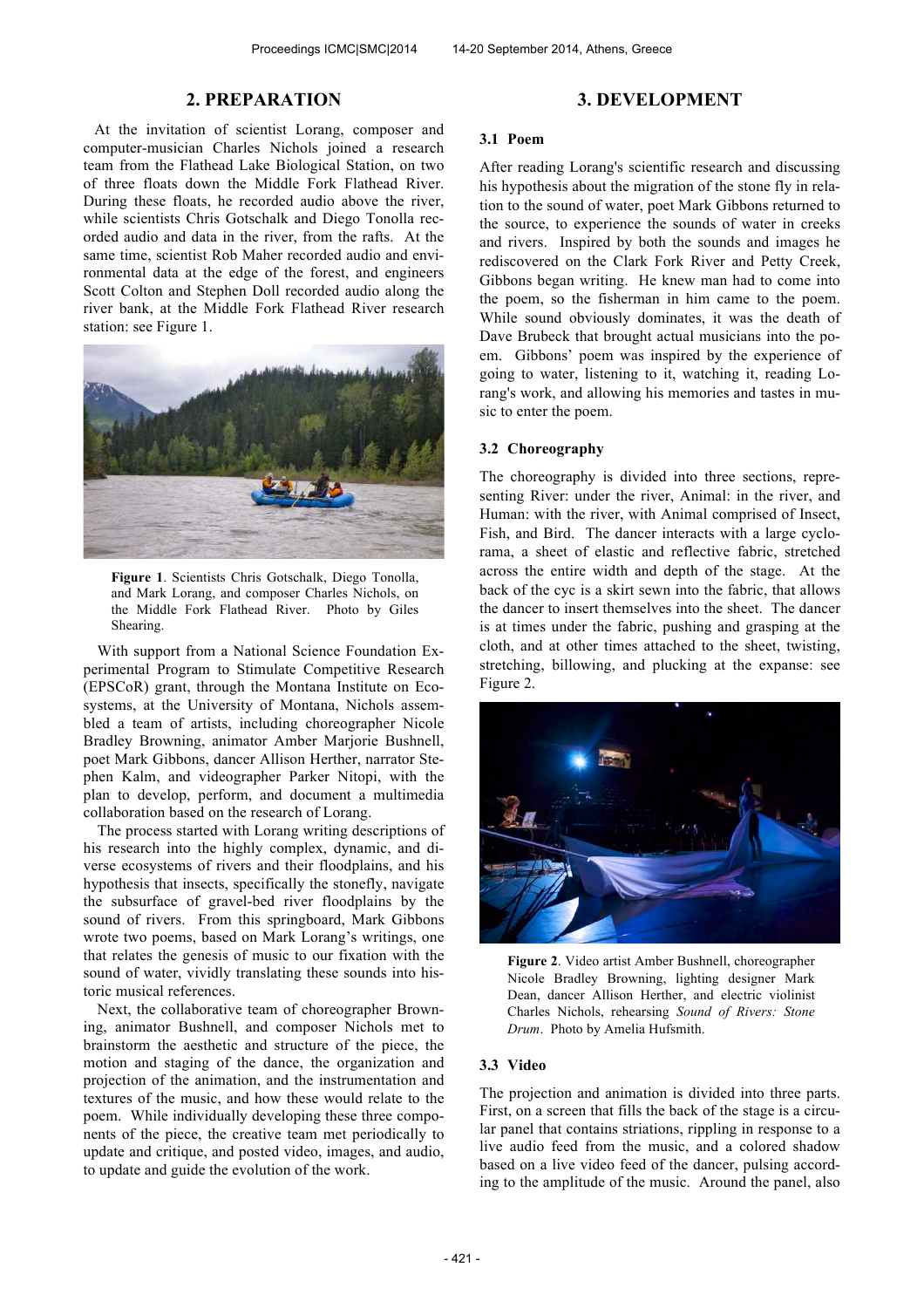## 2. PREPARATION

At the invitation of scientist Lorang, composer and computer-musician Charles Nichols joined a research team from the Flathead Lake Biological Station, on two of three floats down the Middle Fork Flathead River. During these floats, he recorded audio above the river, while scientists Chris Gotschalk and Diego Tonolla recorded audio and data in the river, from the rafts. At the same time, scientist Rob Maher recorded audio and environmental data at the edge of the forest, and engineers Scott Colton and Stephen Doll recorded audio along the river bank, at the Middle Fork Flathead River research station: see Figure 1.

**Figure 1**. Scientists Chris Gotschalk, Diego Tonolla, and Mark Lorang, and composer Charles Nichols, on the Middle Fork Flathead River. Photo by Giles Shearing.

With support from a National Science Foundation Experimental Program to Stimulate Competitive Research (EPSCoR) grant, through the Montana Institute on Ecosystems, at the University of Montana, Nichols assembled a team of artists, including choreographer Nicole Bradley Browning, animator Amber Marjorie Bushnell, poet Mark Gibbons, dancer Allison Herther, narrator Stephen Kalm, and videographer Parker Nitopi, with the plan to develop, perform, and document a multimedia collaboration based on the research of Lorang.

The process started with Lorang writing descriptions of his research into the highly complex, dynamic, and diverse ecosystems of rivers and their floodplains, and his hypothesis that insects, specifically the stonefly, navigate the subsurface of gravel-bed river floodplains by the sound of rivers. From this springboard, Mark Gibbons wrote two poems, based on Mark Lorang's writings, one that relates the genesis of music to our fixation with the sound of water, vividly translating these sounds into historic musical references.

Next, the collaborative team of choreographer Browning, animator Bushnell, and composer Nichols met to brainstorm the aesthetic and structure of the piece, the motion and staging of the dance, the organization and projection of the animation, and the instrumentation and textures of the music, and how these would relate to the poem. While individually developing these three components of the piece, the creative team met periodically to update and critique, and posted video, images, and audio, to update and guide the evolution of the work.

## 3. DEVELOPMENT

### 3.1 Poem

After reading Lorang's scientific research and discussing his hypothesis about the migration of the stone fly in relation to the sound of water, poet Mark Gibbons returned to the source, to experience the sounds of water in creeks and rivers. Inspired by both the sounds and images he rediscovered on the Clark Fork River and Petty Creek, Gibbons began writing. He knew man had to come into the poem, so the fisherman in him came to the poem. While sound obviously dominates, it was the death of Dave Brubeck that brought actual musicians into the poem. Gibbons' poem was inspired by the experience of going to water, listening to it, watching it, reading Lorang's work, and allowing his memories and tastes in music to enter the poem.

### 3.2 Choreography

The choreography is divided into three sections, representing River: under the river, Animal: in the river, and Human: with the river, with Animal comprised of Insect, Fish, and Bird. The dancer interacts with a large cyclorama, a sheet of elastic and reflective fabric, stretched across the entire width and depth of the stage. At the back of the cyc is a skirt sewn into the fabric, that allows the dancer to insert themselves into the sheet. The dancer is at times under the fabric, pushing and grasping at the cloth, and at other times attached to the sheet, twisting, stretching, billowing, and plucking at the expanse: see Figure 2.

**Figure 2**. Video artist Amber Bushnell, choreographer Nicole Bradley Browning, lighting designer Mark Dean, dancer Allison Herther, and electric violinist Charles Nichols, rehearsing *Sound of Rivers: Stone Drum*. Photo by Amelia Hufsmith.

### 3.3 Video

The projection and animation is divided into three parts. First, on a screen that fills the back of the stage is a circular panel that contains striations, rippling in response to a live audio feed from the music, and a colored shadow based on a live video feed of the dancer, pulsing according to the amplitude of the music. Around the panel, also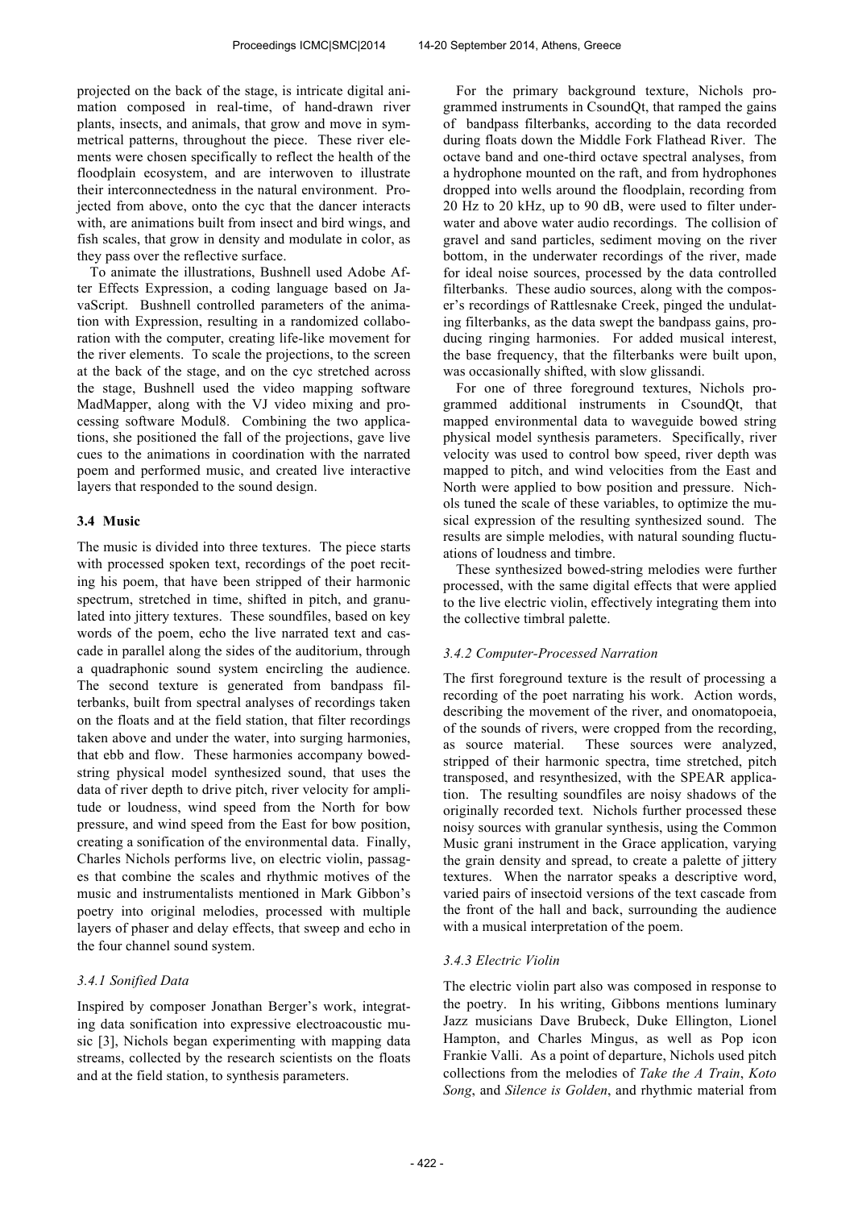projected on the back of the stage, is intricate digital animation composed in real-time, of hand-drawn river plants, insects, and animals, that grow and move in symmetrical patterns, throughout the piece. These river elements were chosen specifically to reflect the health of the floodplain ecosystem, and are interwoven to illustrate their interconnectedness in the natural environment. Projected from above, onto the cyc that the dancer interacts with, are animations built from insect and bird wings, and fish scales, that grow in density and modulate in color, as they pass over the reflective surface.

To animate the illustrations, Bushnell used Adobe After Effects Expression, a coding language based on JavaScript. Bushnell controlled parameters of the animation with Expression, resulting in a randomized collaboration with the computer, creating life-like movement for the river elements. To scale the projections, to the screen at the back of the stage, and on the cyc stretched across the stage, Bushnell used the video mapping software MadMapper, along with the VJ video mixing and processing software Modul8. Combining the two applications, she positioned the fall of the projections, gave live cues to the animations in coordination with the narrated poem and performed music, and created live interactive layers that responded to the sound design.

### 3.4 Music

The music is divided into three textures. The piece starts with processed spoken text, recordings of the poet reciting his poem, that have been stripped of their harmonic spectrum, stretched in time, shifted in pitch, and granulated into jittery textures. These soundfiles, based on key words of the poem, echo the live narrated text and cascade in parallel along the sides of the auditorium, through a quadraphonic sound system encircling the audience. The second texture is generated from bandpass filterbanks, built from spectral analyses of recordings taken on the floats and at the field station, that filter recordings taken above and under the water, into surging harmonies, that ebb and flow. These harmonies accompany bowed-string physical model synthesized sound, that uses the data of river depth to drive pitch, river velocity for amplitude or loudness, wind speed from the North for bow pressure, and wind speed from the East for bow position, creating a sonification of the environmental data. Finally, Charles Nichols performs live, on electric violin, passages that combine the scales and rhythmic motives of the music and instrumentalists mentioned in Mark Gibbon's poetry into original melodies, processed with multiple layers of phaser and delay effects, that sweep and echo in the four channel sound system.

#### *3.4.1 Sonified Data*

Inspired by composer Jonathan Berger's work, integrating data sonification into expressive electroacoustic music [3], Nichols began experimenting with mapping data streams, collected by the research scientists on the floats and at the field station, to synthesis parameters.

For the primary background texture, Nichols programmed instruments in CsoundQt, that ramped the gains of bandpass filterbanks, according to the data recorded during floats down the Middle Fork Flathead River. The octave band and one-third octave spectral analyses, from a hydrophone mounted on the raft, and from hydrophones dropped into wells around the floodplain, recording from 20 Hz to 20 kHz, up to 90 dB, were used to filter underwater and above water audio recordings. The collision of gravel and sand particles, sediment moving on the river bottom, in the underwater recordings of the river, made for ideal noise sources, processed by the data controlled filterbanks. These audio sources, along with the composer's recordings of Rattlesnake Creek, pinged the undulating filterbanks, as the data swept the bandpass gains, producing ringing harmonies. For added musical interest, the base frequency, that the filterbanks were built upon, was occasionally shifted, with slow glissandi.

For one of three foreground textures, Nichols programmed additional instruments in CsoundQt, that mapped environmental data to waveguide bowed string physical model synthesis parameters. Specifically, river velocity was used to control bow speed, river depth was mapped to pitch, and wind velocities from the East and North were applied to bow position and pressure. Nichols tuned the scale of these variables, to optimize the musical expression of the resulting synthesized sound. The results are simple melodies, with natural sounding fluctuations of loudness and timbre.

These synthesized bowed-string melodies were further processed, with the same digital effects that were applied to the live electric violin, effectively integrating them into the collective timbral palette.

#### *3.4.2 Computer-Processed Narration*

The first foreground texture is the result of processing a recording of the poet narrating his work. Action words, describing the movement of the river, and onomatopoeia, of the sounds of rivers, were cropped from the recording, as source material. These sources were analyzed, stripped of their harmonic spectra, time stretched, pitch transposed, and resynthesized, with the SPEAR application. The resulting soundfiles are noisy shadows of the originally recorded text. Nichols further processed these noisy sources with granular synthesis, using the Common Music grani instrument in the Grace application, varying the grain density and spread, to create a palette of jittery textures. When the narrator speaks a descriptive word, varied pairs of insectoid versions of the text cascade from the front of the hall and back, surrounding the audience with a musical interpretation of the poem.

#### *3.4.3 Electric Violin*

The electric violin part also was composed in response to the poetry. In his writing, Gibbons mentions luminary Jazz musicians Dave Brubeck, Duke Ellington, Lionel Hampton, and Charles Mingus, as well as Pop icon Frankie Valli. As a point of departure, Nichols used pitch collections from the melodies of *Take the A Train*, *Koto Song*, and *Silence is Golden*, and rhythmic material from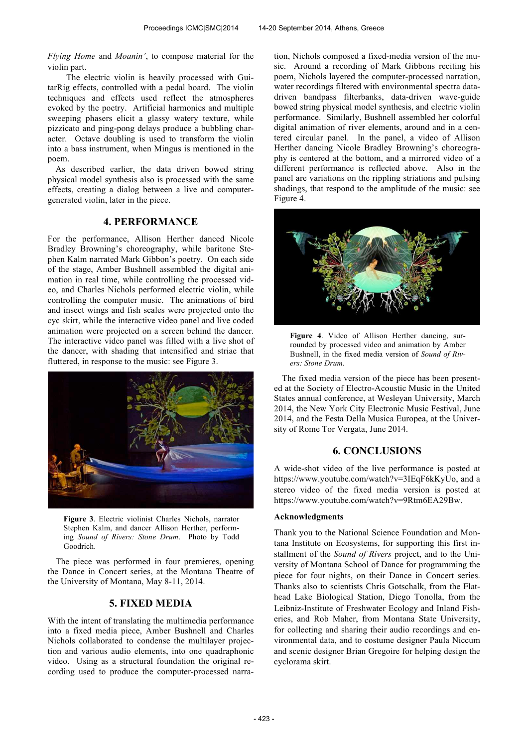*Flying Home* and *Moanin'*, to compose material for the violin part.

The electric violin is heavily processed with GuitarRig effects, controlled with a pedal board. The violin techniques and effects used reflect the atmospheres evoked by the poetry. Artificial harmonics and multiple sweeping phasers elicit a glassy watery texture, while pizzicato and ping-pong delays produce a bubbling character. Octave doubling is used to transform the violin into a bass instrument, when Mingus is mentioned in the poem.

As described earlier, the data driven bowed string physical model synthesis also is processed with the same effects, creating a dialog between a live and computer-generated violin, later in the piece.

## 4. PERFORMANCE

For the performance, Allison Herther danced Nicole Bradley Browning's choreography, while baritone Stephen Kalm narrated Mark Gibbon's poetry. On each side of the stage, Amber Bushnell assembled the digital animation in real time, while controlling the processed video, and Charles Nichols performed electric violin, while controlling the computer music. The animations of bird and insect wings and fish scales were projected onto the cyc skirt, while the interactive video panel and live coded animation were projected on a screen behind the dancer. The interactive video panel was filled with a live shot of the dancer, with shading that intensified and striae that fluttered, in response to the music: see Figure 3.

**Figure 3**. Electric violinist Charles Nichols, narrator Stephen Kalm, and dancer Allison Herther, performing *Sound of Rivers: Stone Drum*. Photo by Todd Goodrich.

The piece was performed in four premieres, opening the Dance in Concert series, at the Montana Theatre of the University of Montana, May 8-11, 2014.

## 5. FIXED MEDIA

With the intent of translating the multimedia performance into a fixed media piece, Amber Bushnell and Charles Nichols collaborated to condense the multilayer projection and various audio elements, into one quadraphonic video. Using as a structural foundation the original recording used to produce the computer-processed narration, Nichols composed a fixed-media version of the music. Around a recording of Mark Gibbons reciting his poem, Nichols layered the computer-processed narration, water recordings filtered with environmental spectra data-driven bandpass filterbanks, data-driven wave-guide bowed string physical model synthesis, and electric violin performance. Similarly, Bushnell assembled her colorful digital animation of river elements, around and in a centered circular panel. In the panel, a video of Allison Herther dancing Nicole Bradley Browning's choreography is centered at the bottom, and a mirrored video of a different performance is reflected above. Also in the panel are variations on the rippling striations and pulsing shadings, that respond to the amplitude of the music: see Figure 4.

**Figure 4**. Video of Allison Herther dancing, surrounded by processed video and animation by Amber Bushnell, in the fixed media version of *Sound of Rivers: Stone Drum.*

The fixed media version of the piece has been presented at the Society of Electro-Acoustic Music in the United States annual conference, at Wesleyan University, March 2014, the New York City Electronic Music Festival, June 2014, and the Festa Della Musica Europea, at the University of Rome Tor Vergata, June 2014.

## 6. CONCLUSIONS

A wide-shot video of the live performance is posted at https://www.youtube.com/watch?v=3IEqF6kKyUo, and a stereo video of the fixed media version is posted at https://www.youtube.com/watch?v=9Rtm6EA29Bw.

### Acknowledgments

Thank you to the National Science Foundation and Montana Institute on Ecosystems, for supporting this first installment of the *Sound of Rivers* project, and to the University of Montana School of Dance for programming the piece for four nights, on their Dance in Concert series. Thanks also to scientists Chris Gotschalk, from the Flathead Lake Biological Station, Diego Tonolla, from the Leibniz-Institute of Freshwater Ecology and Inland Fisheries, and Rob Maher, from Montana State University, for collecting and sharing their audio recordings and environmental data, and to costume designer Paula Niccum and scenic designer Brian Gregoire for helping design the cyclorama skirt.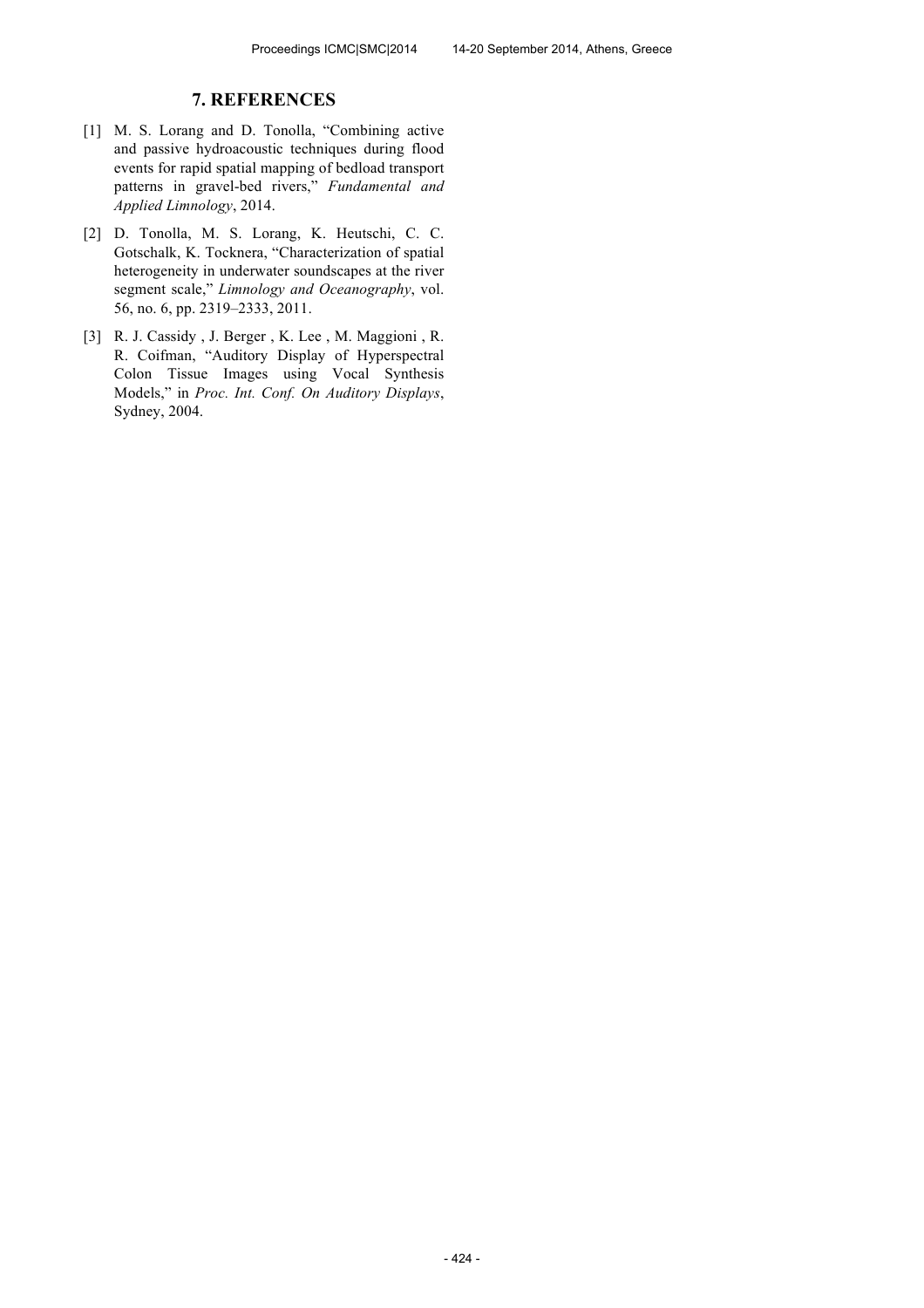## 7. REFERENCES

[1] M. S. Lorang and D. Tonolla, "Combining active and passive hydroacoustic techniques during flood events for rapid spatial mapping of bedload transport patterns in gravel-bed rivers," *Fundamental and Applied Limnology*, 2014.

[2] D. Tonolla, M. S. Lorang, K. Heutschi, C. C. Gotschalk, K. Tocknera, "Characterization of spatial heterogeneity in underwater soundscapes at the river segment scale," *Limnology and Oceanography*, vol. 56, no. 6, pp. 2319–2333, 2011.

[3] R. J. Cassidy , J. Berger , K. Lee , M. Maggioni , R. R. Coifman, "Auditory Display of Hyperspectral Colon Tissue Images using Vocal Synthesis Models," in *Proc. Int. Conf. On Auditory Displays*, Sydney, 2004.